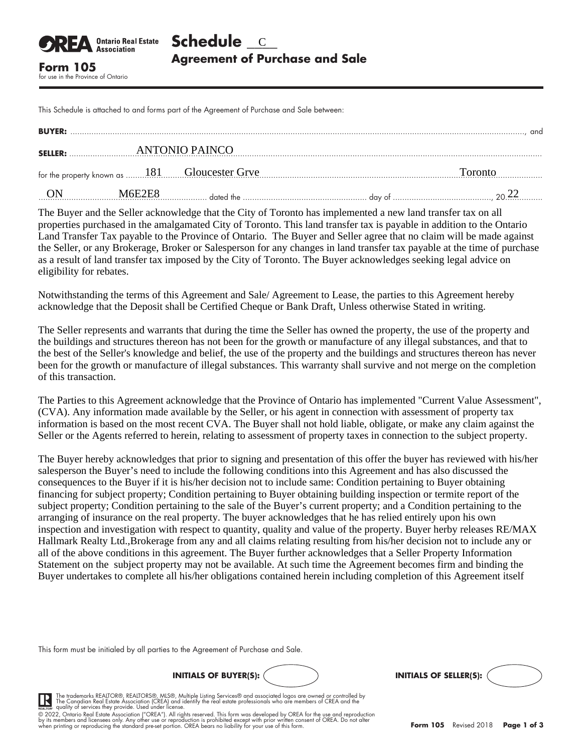**OREA** Ontario Real Estate Association

**Form 105**
for use in the Province of Ontario

# Schedule C
## Agreement of Purchase and Sale

This Schedule is attached to and forms part of the Agreement of Purchase and Sale between:

**BUYER:** ................................................................................................................................................, and

**SELLER:** ANTONIO PAINCO

for the property known as 181 Gloucester Grve Toronto

ON M6E2E8 dated the .................................................. day of .........................................., 20 22

The Buyer and the Seller acknowledge that the City of Toronto has implemented a new land transfer tax on all properties purchased in the amalgamated City of Toronto. This land transfer tax is payable in addition to the Ontario Land Transfer Tax payable to the Province of Ontario. The Buyer and Seller agree that no claim will be made against the Seller, or any Brokerage, Broker or Salesperson for any changes in land transfer tax payable at the time of purchase as a result of land transfer tax imposed by the City of Toronto. The Buyer acknowledges seeking legal advice on eligibility for rebates.

Notwithstanding the terms of this Agreement and Sale/ Agreement to Lease, the parties to this Agreement hereby acknowledge that the Deposit shall be Certified Cheque or Bank Draft, Unless otherwise Stated in writing.

The Seller represents and warrants that during the time the Seller has owned the property, the use of the property and the buildings and structures thereon has not been for the growth or manufacture of any illegal substances, and that to the best of the Seller's knowledge and belief, the use of the property and the buildings and structures thereon has never been for the growth or manufacture of illegal substances. This warranty shall survive and not merge on the completion of this transaction.

The Parties to this Agreement acknowledge that the Province of Ontario has implemented "Current Value Assessment", (CVA). Any information made available by the Seller, or his agent in connection with assessment of property tax information is based on the most recent CVA. The Buyer shall not hold liable, obligate, or make any claim against the Seller or the Agents referred to herein, relating to assessment of property taxes in connection to the subject property.

The Buyer hereby acknowledges that prior to signing and presentation of this offer the buyer has reviewed with his/her salesperson the Buyer's need to include the following conditions into this Agreement and has also discussed the consequences to the Buyer if it is his/her decision not to include same: Condition pertaining to Buyer obtaining financing for subject property; Condition pertaining to Buyer obtaining building inspection or termite report of the subject property; Condition pertaining to the sale of the Buyer's current property; and a Condition pertaining to the arranging of insurance on the real property. The buyer acknowledges that he has relied entirely upon his own inspection and investigation with respect to quantity, quality and value of the property. Buyer herby releases RE/MAX Hallmark Realty Ltd.,Brokerage from any and all claims relating resulting from his/her decision not to include any or all of the above conditions in this agreement. The Buyer further acknowledges that a Seller Property Information Statement on the subject property may not be available. At such time the Agreement becomes firm and binding the Buyer undertakes to complete all his/her obligations contained herein including completion of this Agreement itself

This form must be initialed by all parties to the Agreement of Purchase and Sale.

**INITIALS OF BUYER(S):** 　　　　　　**INITIALS OF SELLER(S):**

The trademarks REALTOR®, REALTORS®, MLS®, Multiple Listing Services® and associated logos are owned or controlled by The Canadian Real Estate Association (CREA) and identify the real estate professionals who are members of CREA and the quality of services they provide. Used under license.

© 2022, Ontario Real Estate Association ("OREA"). All rights reserved. This form was developed by OREA for the use and reproduction by its members and licensees only. Any other use or reproduction is prohibited except with prior written consent of OREA. Do not alter when printing or reproducing the standard pre-set portion. OREA bears no liability for your use of this form.

**Form 105** Revised 2018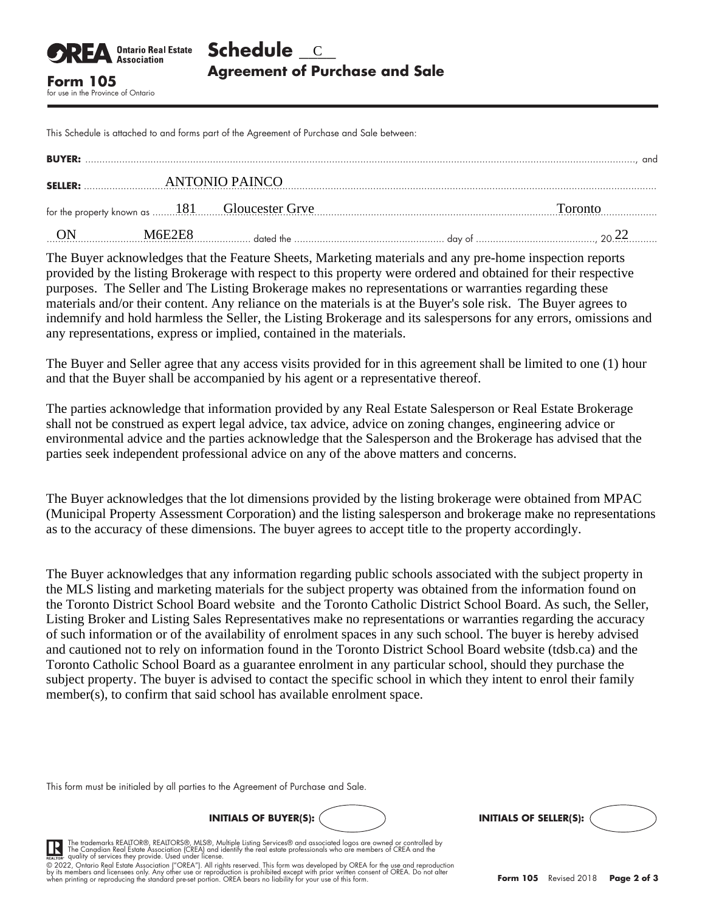**OREA** Ontario Real Estate Association

**Form 105**
for use in the Province of Ontario

# Schedule C
## Agreement of Purchase and Sale

This Schedule is attached to and forms part of the Agreement of Purchase and Sale between:

**BUYER:** ............................................................................................................................, and

**SELLER:** ANTONIO PAINCO

for the property known as 181 Gloucester Grve Toronto

ON M6E2E8 dated the .................. day of .................., 20 22

The Buyer acknowledges that the Feature Sheets, Marketing materials and any pre-home inspection reports provided by the listing Brokerage with respect to this property were ordered and obtained for their respective purposes. The Seller and The Listing Brokerage makes no representations or warranties regarding these materials and/or their content. Any reliance on the materials is at the Buyer's sole risk. The Buyer agrees to indemnify and hold harmless the Seller, the Listing Brokerage and its salespersons for any errors, omissions and any representations, express or implied, contained in the materials.

The Buyer and Seller agree that any access visits provided for in this agreement shall be limited to one (1) hour and that the Buyer shall be accompanied by his agent or a representative thereof.

The parties acknowledge that information provided by any Real Estate Salesperson or Real Estate Brokerage shall not be construed as expert legal advice, tax advice, advice on zoning changes, engineering advice or environmental advice and the parties acknowledge that the Salesperson and the Brokerage has advised that the parties seek independent professional advice on any of the above matters and concerns.

The Buyer acknowledges that the lot dimensions provided by the listing brokerage were obtained from MPAC (Municipal Property Assessment Corporation) and the listing salesperson and brokerage make no representations as to the accuracy of these dimensions. The buyer agrees to accept title to the property accordingly.

The Buyer acknowledges that any information regarding public schools associated with the subject property in the MLS listing and marketing materials for the subject property was obtained from the information found on the Toronto District School Board website and the Toronto Catholic District School Board. As such, the Seller, Listing Broker and Listing Sales Representatives make no representations or warranties regarding the accuracy of such information or of the availability of enrolment spaces in any such school. The buyer is hereby advised and cautioned not to rely on information found in the Toronto District School Board website (tdsb.ca) and the Toronto Catholic School Board as a guarantee enrolment in any particular school, should they purchase the subject property. The buyer is advised to contact the specific school in which they intent to enrol their family member(s), to confirm that said school has available enrolment space.

This form must be initialed by all parties to the Agreement of Purchase and Sale.

**INITIALS OF BUYER(S):** ( )    **INITIALS OF SELLER(S):** ( )

The trademarks REALTOR®, REALTORS®, MLS®, Multiple Listing Services® and associated logos are owned or controlled by The Canadian Real Estate Association (CREA) and identify the real estate professionals who are members of CREA and the quality of services they provide. Used under license.

© 2022, Ontario Real Estate Association ("OREA"). All rights reserved. This form was developed by OREA for the use and reproduction by its members and licensees only. Any other use or reproduction is prohibited except with prior written consent of OREA. Do not alter when printing or reproducing the standard pre-set portion. OREA bears no liability for your use of this form.

**Form 105** Revised 2018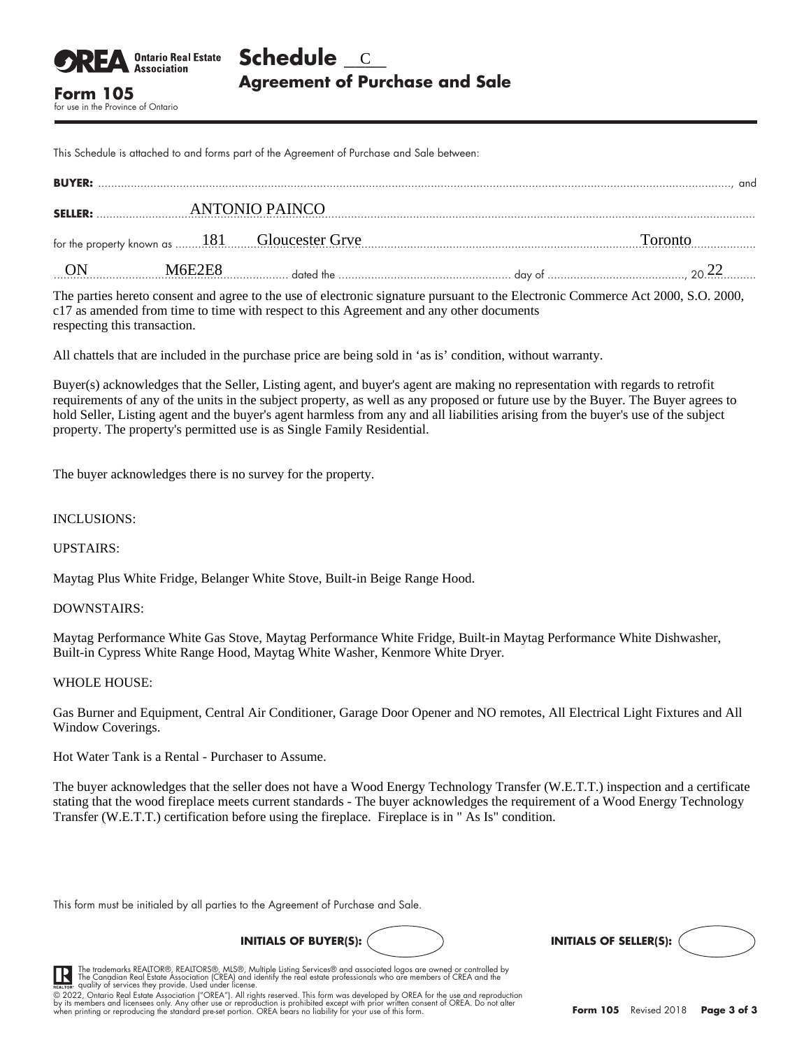**OREA** Ontario Real Estate Association

**Form 105**
for use in the Province of Ontario

# Schedule C
## Agreement of Purchase and Sale

This Schedule is attached to and forms part of the Agreement of Purchase and Sale between:

**BUYER:** ......................................................................................................, and

**SELLER:** ANTONIO PAINCO

for the property known as 181 Gloucester Grve Toronto

ON M6E2E8 dated the .............................. day of .............................., 20 22

The parties hereto consent and agree to the use of electronic signature pursuant to the Electronic Commerce Act 2000, S.O. 2000, c17 as amended from time to time with respect to this Agreement and any other documents respecting this transaction.

All chattels that are included in the purchase price are being sold in 'as is' condition, without warranty.

Buyer(s) acknowledges that the Seller, Listing agent, and buyer's agent are making no representation with regards to retrofit requirements of any of the units in the subject property, as well as any proposed or future use by the Buyer. The Buyer agrees to hold Seller, Listing agent and the buyer's agent harmless from any and all liabilities arising from the buyer's use of the subject property. The property's permitted use is as Single Family Residential.

The buyer acknowledges there is no survey for the property.

INCLUSIONS:

UPSTAIRS:

Maytag Plus White Fridge, Belanger White Stove, Built-in Beige Range Hood.

DOWNSTAIRS:

Maytag Performance White Gas Stove, Maytag Performance White Fridge, Built-in Maytag Performance White Dishwasher, Built-in Cypress White Range Hood, Maytag White Washer, Kenmore White Dryer.

WHOLE HOUSE:

Gas Burner and Equipment, Central Air Conditioner, Garage Door Opener and NO remotes, All Electrical Light Fixtures and All Window Coverings.

Hot Water Tank is a Rental - Purchaser to Assume.

The buyer acknowledges that the seller does not have a Wood Energy Technology Transfer (W.E.T.T.) inspection and a certificate stating that the wood fireplace meets current standards - The buyer acknowledges the requirement of a Wood Energy Technology Transfer (W.E.T.T.) certification before using the fireplace. Fireplace is in " As Is" condition.

This form must be initialed by all parties to the Agreement of Purchase and Sale.

**INITIALS OF BUYER(S):** &nbsp;&nbsp;&nbsp;&nbsp;&nbsp;&nbsp;&nbsp;&nbsp; **INITIALS OF SELLER(S):**

The trademarks REALTOR®, REALTORS®, MLS®, Multiple Listing Services® and associated logos are owned or controlled by The Canadian Real Estate Association (CREA) and identify the real estate professionals who are members of CREA and the quality of services they provide. Used under license.

© 2022, Ontario Real Estate Association ("OREA"). All rights reserved. This form was developed by OREA for the use and reproduction by its members and licensees only. Any other use or reproduction is prohibited except with prior written consent of OREA. Do not alter when printing or reproducing the standard pre-set portion. OREA bears no liability for your use of this form.

**Form 105** Revised 2018